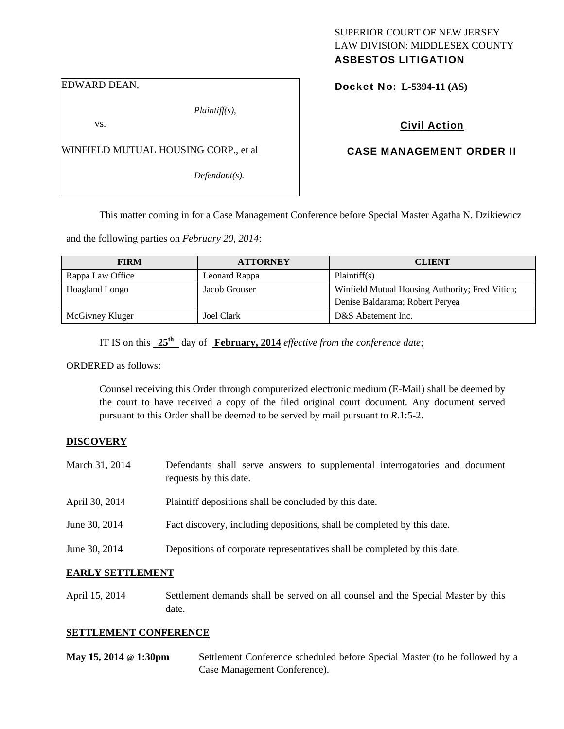SUPERIOR COURT OF NEW JERSEY
LAW DIVISION: MIDDLESEX COUNTY
**ASBESTOS LITIGATION**

EDWARD DEAN,

*Plaintiff(s),*

vs.

WINFIELD MUTUAL HOUSING CORP., et al

*Defendant(s).*

**Docket No: L-5394-11 (AS)**

**Civil Action**

**CASE MANAGEMENT ORDER II**

This matter coming in for a Case Management Conference before Special Master Agatha N. Dzikiewicz and the following parties on ***February 20, 2014***:

| FIRM | ATTORNEY | CLIENT |
|---|---|---|
| Rappa Law Office | Leonard Rappa | Plaintiff(s) |
| Hoagland Longo | Jacob Grouser | Winfield Mutual Housing Authority; Fred Vitica; Denise Baldarama; Robert Peryea |
| McGivney Kluger | Joel Clark | D&S Abatement Inc. |

IT IS on this **25th** day of **February, 2014** *effective from the conference date;*

ORDERED as follows:

Counsel receiving this Order through computerized electronic medium (E-Mail) shall be deemed by the court to have received a copy of the filed original court document. Any document served pursuant to this Order shall be deemed to be served by mail pursuant to *R*.1:5-2.

**DISCOVERY**

March 31, 2014 — Defendants shall serve answers to supplemental interrogatories and document requests by this date.

April 30, 2014 — Plaintiff depositions shall be concluded by this date.

June 30, 2014 — Fact discovery, including depositions, shall be completed by this date.

June 30, 2014 — Depositions of corporate representatives shall be completed by this date.

**EARLY SETTLEMENT**

April 15, 2014 — Settlement demands shall be served on all counsel and the Special Master by this date.

**SETTLEMENT CONFERENCE**

**May 15, 2014 @ 1:30pm** — Settlement Conference scheduled before Special Master (to be followed by a Case Management Conference).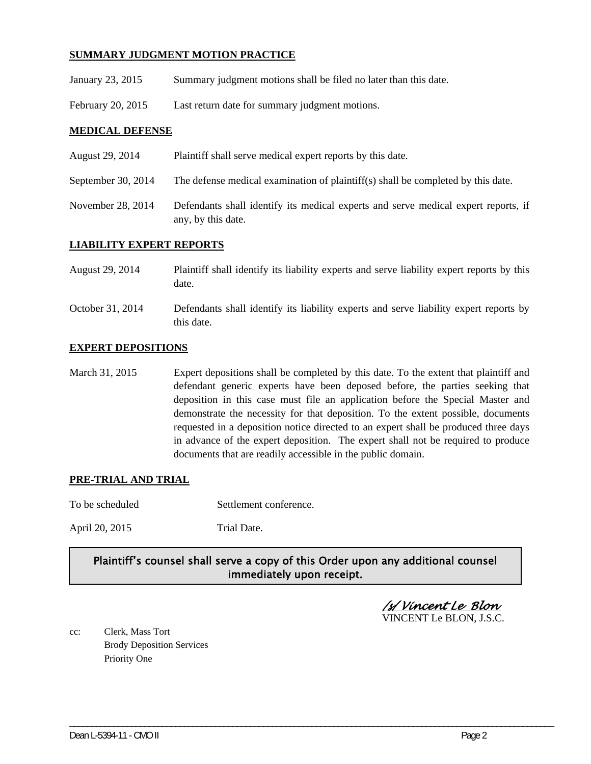**SUMMARY JUDGMENT MOTION PRACTICE**

| | |
|---|---|
| January 23, 2015 | Summary judgment motions shall be filed no later than this date. |
| February 20, 2015 | Last return date for summary judgment motions. |

**MEDICAL DEFENSE**

| | |
|---|---|
| August 29, 2014 | Plaintiff shall serve medical expert reports by this date. |
| September 30, 2014 | The defense medical examination of plaintiff(s) shall be completed by this date. |
| November 28, 2014 | Defendants shall identify its medical experts and serve medical expert reports, if any, by this date. |

**LIABILITY EXPERT REPORTS**

| | |
|---|---|
| August 29, 2014 | Plaintiff shall identify its liability experts and serve liability expert reports by this date. |
| October 31, 2014 | Defendants shall identify its liability experts and serve liability expert reports by this date. |

**EXPERT DEPOSITIONS**

| | |
|---|---|
| March 31, 2015 | Expert depositions shall be completed by this date. To the extent that plaintiff and defendant generic experts have been deposed before, the parties seeking that deposition in this case must file an application before the Special Master and demonstrate the necessity for that deposition. To the extent possible, documents requested in a deposition notice directed to an expert shall be produced three days in advance of the expert deposition. The expert shall not be required to produce documents that are readily accessible in the public domain. |

**PRE-TRIAL AND TRIAL**

| | |
|---|---|
| To be scheduled | Settlement conference. |
| April 20, 2015 | Trial Date. |

**Plaintiff's counsel shall serve a copy of this Order upon any additional counsel immediately upon receipt.**

/s/ Vincent Le Blon
VINCENT Le BLON, J.S.C.

cc: Clerk, Mass Tort
Brody Deposition Services
Priority One